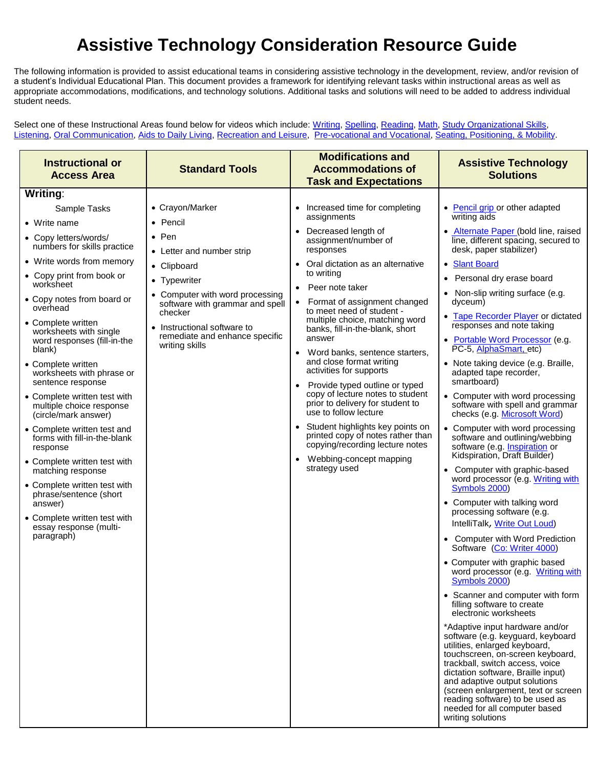# Assistive Technology Consideration Resource Guide

The following information is provided to assist educational teams in considering assistive technology in the development, review, and/or revision of a student's Individual Educational Plan. This document provides a framework for identifying relevant tasks within instructional areas as well as appropriate accommodations, modifications, and technology solutions. Additional tasks and solutions will need to be added to address individual student needs.

Select one of these Instructional Areas found below for videos which include: Writing, Spelling, Reading, Math, Study Organizational Skills, Listening, Oral Communication, Aids to Daily Living, Recreation and Leisure, Pre-vocational and Vocational, Seating, Positioning, & Mobility.

| Instructional or Access Area | Standard Tools | Modifications and Accommodations of Task and Expectations | Assistive Technology Solutions |
|---|---|---|---|
| **Writing**:<br><br>Sample Tasks<br>• Write name<br>• Copy letters/words/ numbers for skills practice<br>• Write words from memory<br>• Copy print from book or worksheet<br>• Copy notes from board or overhead<br>• Complete written worksheets with single word responses (fill-in-the blank)<br>• Complete written worksheets with phrase or sentence response<br>• Complete written test with multiple choice response (circle/mark answer)<br>• Complete written test and forms with fill-in-the-blank response<br>• Complete written test with matching response<br>• Complete written test with phrase/sentence (short answer)<br>• Complete written test with essay response (multi-paragraph) | • Crayon/Marker<br>• Pencil<br>• Pen<br>• Letter and number strip<br>• Clipboard<br>• Typewriter<br>• Computer with word processing software with grammar and spell checker<br>• Instructional software to remediate and enhance specific writing skills | • Increased time for completing assignments<br>• Decreased length of assignment/number of responses<br>• Oral dictation as an alternative to writing<br>• Peer note taker<br>• Format of assignment changed to meet need of student - multiple choice, matching word banks, fill-in-the-blank, short answer<br>• Word banks, sentence starters, and close format writing activities for supports<br>• Provide typed outline or typed copy of lecture notes to student prior to delivery for student to use to follow lecture<br>• Student highlights key points on printed copy of notes rather than copying/recording lecture notes<br>• Webbing-concept mapping strategy used | • Pencil grip or other adapted writing aids<br>• Alternate Paper (bold line, raised line, different spacing, secured to desk, paper stabilizer)<br>• Slant Board<br>• Personal dry erase board<br>• Non-slip writing surface (e.g. dyceum)<br>• Tape Recorder Player or dictated responses and note taking<br>• Portable Word Processor (e.g. PC-5, AlphaSmart, etc)<br>• Note taking device (e.g. Braille, adapted tape recorder, smartboard)<br>• Computer with word processing software with spell and grammar checks (e.g. Microsoft Word)<br>• Computer with word processing software and outlining/webbing software (e.g. Inspiration or Kidspiration, Draft Builder)<br>• Computer with graphic-based word processor (e.g. Writing with Symbols 2000)<br>• Computer with talking word processing software (e.g. IntelliTalk, Write Out Loud)<br>• Computer with Word Prediction Software (Co: Writer 4000)<br>• Computer with graphic based word processor (e.g. Writing with Symbols 2000)<br>• Scanner and computer with form filling software to create electronic worksheets<br><br>*Adaptive input hardware and/or software (e.g. keyguard, keyboard utilities, enlarged keyboard, touchscreen, on-screen keyboard, trackball, switch access, voice dictation software, Braille input) and adaptive output solutions (screen enlargement, text or screen reading software) to be used as needed for all computer based writing solutions |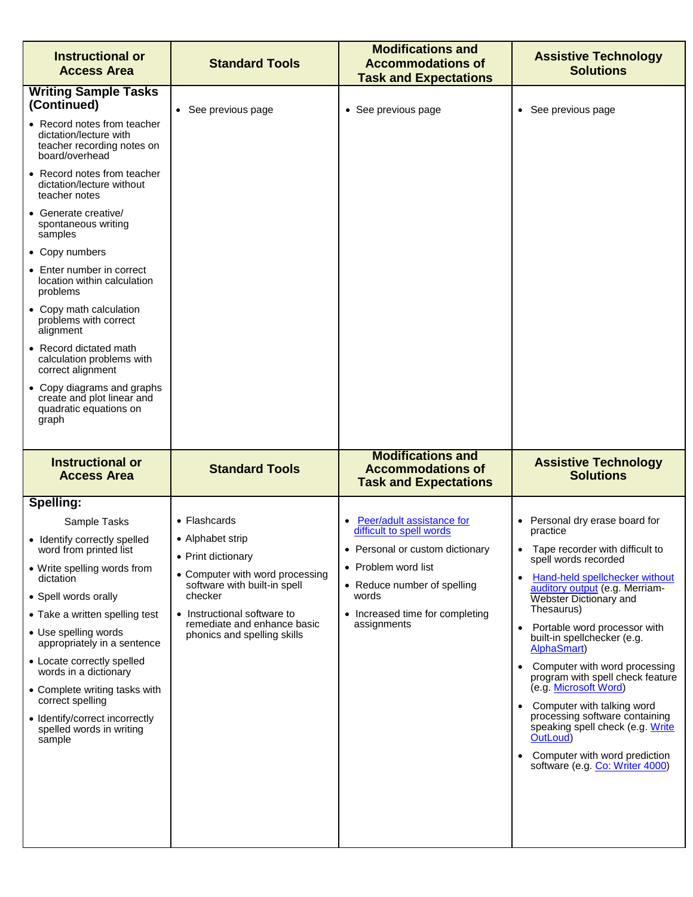| Instructional or Access Area | Standard Tools | Modifications and Accommodations of Task and Expectations | Assistive Technology Solutions |
|---|---|---|---|
| **Writing Sample Tasks (Continued)**<br>• Record notes from teacher dictation/lecture with teacher recording notes on board/overhead<br>• Record notes from teacher dictation/lecture without teacher notes<br>• Generate creative/ spontaneous writing samples<br>• Copy numbers<br>• Enter number in correct location within calculation problems<br>• Copy math calculation problems with correct alignment<br>• Record dictated math calculation problems with correct alignment<br>• Copy diagrams and graphs create and plot linear and quadratic equations on graph | • See previous page | • See previous page | • See previous page |

| Instructional or Access Area | Standard Tools | Modifications and Accommodations of Task and Expectations | Assistive Technology Solutions |
|---|---|---|---|
| **Spelling:**<br>Sample Tasks<br>• Identify correctly spelled word from printed list<br>• Write spelling words from dictation<br>• Spell words orally<br>• Take a written spelling test<br>• Use spelling words appropriately in a sentence<br>• Locate correctly spelled words in a dictionary<br>• Complete writing tasks with correct spelling<br>• Identify/correct incorrectly spelled words in writing sample | • Flashcards<br>• Alphabet strip<br>• Print dictionary<br>• Computer with word processing software with built-in spell checker<br>• Instructional software to remediate and enhance basic phonics and spelling skills | • Peer/adult assistance for difficult to spell words<br>• Personal or custom dictionary<br>• Problem word list<br>• Reduce number of spelling words<br>• Increased time for completing assignments | • Personal dry erase board for practice<br>• Tape recorder with difficult to spell words recorded<br>• Hand-held spellchecker without auditory output (e.g. Merriam-Webster Dictionary and Thesaurus)<br>• Portable word processor with built-in spellchecker (e.g. AlphaSmart)<br>• Computer with word processing program with spell check feature (e.g. Microsoft Word)<br>• Computer with talking word processing software containing speaking spell check (e.g. Write OutLoud)<br>• Computer with word prediction software (e.g. Co: Writer 4000) |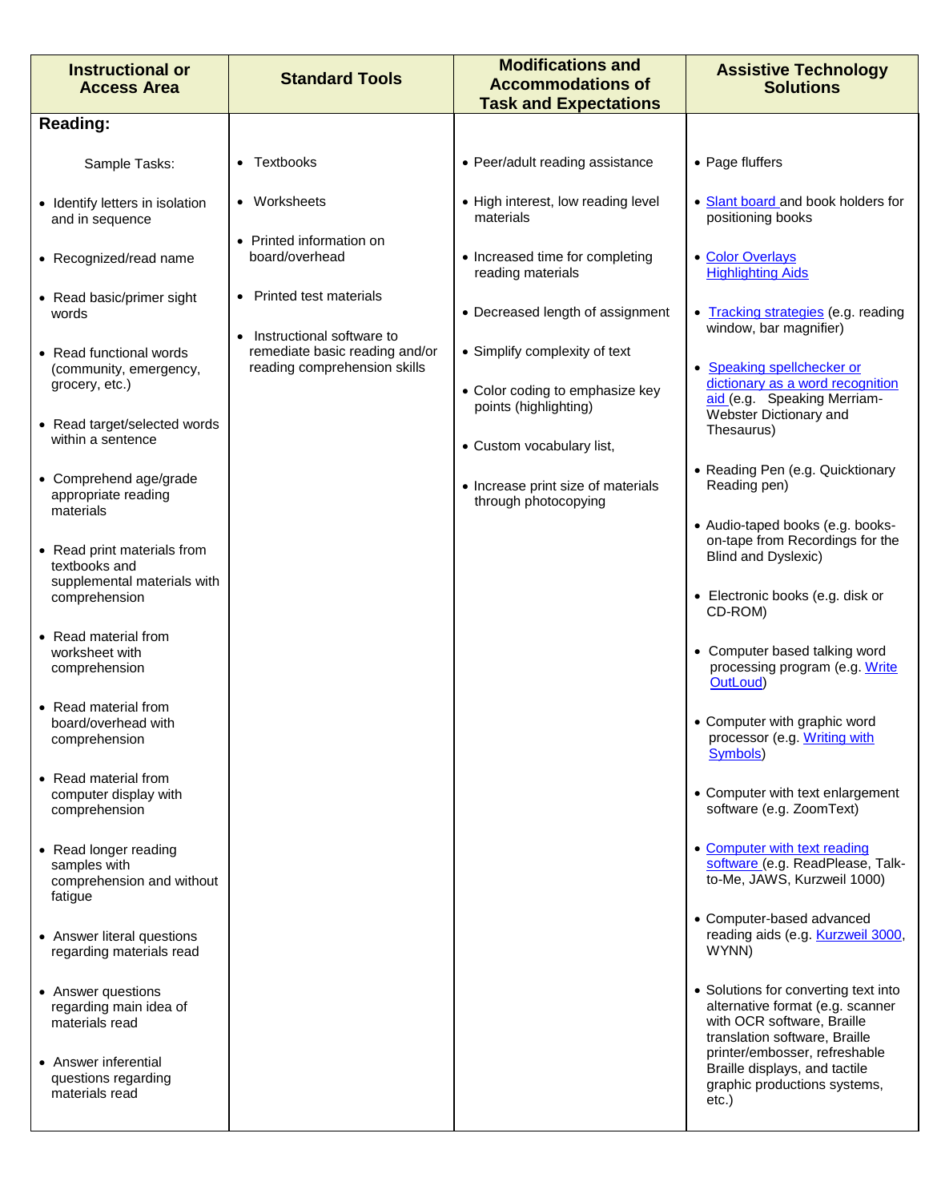| Instructional or Access Area | Standard Tools | Modifications and Accommodations of Task and Expectations | Assistive Technology Solutions |
|---|---|---|---|
| **Reading:**<br><br>Sample Tasks:<br>• Identify letters in isolation and in sequence<br>• Recognized/read name<br>• Read basic/primer sight words<br>• Read functional words (community, emergency, grocery, etc.)<br>• Read target/selected words within a sentence<br>• Comprehend age/grade appropriate reading materials<br>• Read print materials from textbooks and supplemental materials with comprehension<br>• Read material from worksheet with comprehension<br>• Read material from board/overhead with comprehension<br>• Read material from computer display with comprehension<br>• Read longer reading samples with comprehension and without fatigue<br>• Answer literal questions regarding materials read<br>• Answer questions regarding main idea of materials read<br>• Answer inferential questions regarding materials read | • Textbooks<br>• Worksheets<br>• Printed information on board/overhead<br>• Printed test materials<br>• Instructional software to remediate basic reading and/or reading comprehension skills | • Peer/adult reading assistance<br>• High interest, low reading level materials<br>• Increased time for completing reading materials<br>• Decreased length of assignment<br>• Simplify complexity of text<br>• Color coding to emphasize key points (highlighting)<br>• Custom vocabulary list,<br>• Increase print size of materials through photocopying | • Page fluffers<br>• Slant board and book holders for positioning books<br>• Color Overlays Highlighting Aids<br>• Tracking strategies (e.g. reading window, bar magnifier)<br>• Speaking spellchecker or dictionary as a word recognition aid (e.g. Speaking Merriam-Webster Dictionary and Thesaurus)<br>• Reading Pen (e.g. Quicktionary Reading pen)<br>• Audio-taped books (e.g. books-on-tape from Recordings for the Blind and Dyslexic)<br>• Electronic books (e.g. disk or CD-ROM)<br>• Computer based talking word processing program (e.g. Write OutLoud)<br>• Computer with graphic word processor (e.g. Writing with Symbols)<br>• Computer with text enlargement software (e.g. ZoomText)<br>• Computer with text reading software (e.g. ReadPlease, Talk-to-Me, JAWS, Kurzweil 1000)<br>• Computer-based advanced reading aids (e.g. Kurzweil 3000, WYNN)<br>• Solutions for converting text into alternative format (e.g. scanner with OCR software, Braille translation software, Braille printer/embosser, refreshable Braille displays, and tactile graphic productions systems, etc.) |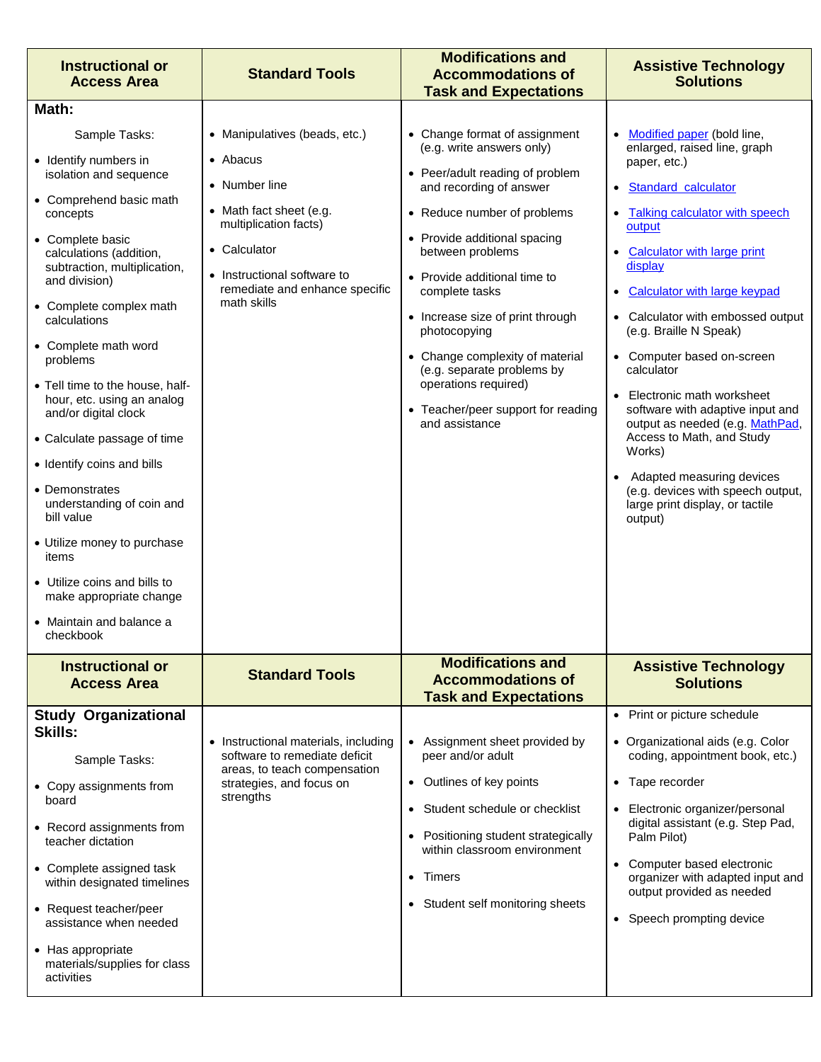| Instructional or Access Area | Standard Tools | Modifications and Accommodations of Task and Expectations | Assistive Technology Solutions |
| --- | --- | --- | --- |
| **Math:**<br><br>Sample Tasks:<br>• Identify numbers in isolation and sequence<br>• Comprehend basic math concepts<br>• Complete basic calculations (addition, subtraction, multiplication, and division)<br>• Complete complex math calculations<br>• Complete math word problems<br>• Tell time to the house, half-hour, etc. using an analog and/or digital clock<br>• Calculate passage of time<br>• Identify coins and bills<br>• Demonstrates understanding of coin and bill value<br>• Utilize money to purchase items<br>• Utilize coins and bills to make appropriate change<br>• Maintain and balance a checkbook | • Manipulatives (beads, etc.)<br>• Abacus<br>• Number line<br>• Math fact sheet (e.g. multiplication facts)<br>• Calculator<br>• Instructional software to remediate and enhance specific math skills | • Change format of assignment (e.g. write answers only)<br>• Peer/adult reading of problem and recording of answer<br>• Reduce number of problems<br>• Provide additional spacing between problems<br>• Provide additional time to complete tasks<br>• Increase size of print through photocopying<br>• Change complexity of material (e.g. separate problems by operations required)<br>• Teacher/peer support for reading and assistance | • Modified paper (bold line, enlarged, raised line, graph paper, etc.)<br>• Standard calculator<br>• Talking calculator with speech output<br>• Calculator with large print display<br>• Calculator with large keypad<br>• Calculator with embossed output (e.g. Braille N Speak)<br>• Computer based on-screen calculator<br>• Electronic math worksheet software with adaptive input and output as needed (e.g. MathPad, Access to Math, and Study Works)<br>• Adapted measuring devices (e.g. devices with speech output, large print display, or tactile output) |

| Instructional or Access Area | Standard Tools | Modifications and Accommodations of Task and Expectations | Assistive Technology Solutions |
| --- | --- | --- | --- |
| **Study Organizational Skills:**<br><br>Sample Tasks:<br>• Copy assignments from board<br>• Record assignments from teacher dictation<br>• Complete assigned task within designated timelines<br>• Request teacher/peer assistance when needed<br>• Has appropriate materials/supplies for class activities | • Instructional materials, including software to remediate deficit areas, to teach compensation strategies, and focus on strengths | • Assignment sheet provided by peer and/or adult<br>• Outlines of key points<br>• Student schedule or checklist<br>• Positioning student strategically within classroom environment<br>• Timers<br>• Student self monitoring sheets | • Print or picture schedule<br>• Organizational aids (e.g. Color coding, appointment book, etc.)<br>• Tape recorder<br>• Electronic organizer/personal digital assistant (e.g. Step Pad, Palm Pilot)<br>• Computer based electronic organizer with adapted input and output provided as needed<br>• Speech prompting device |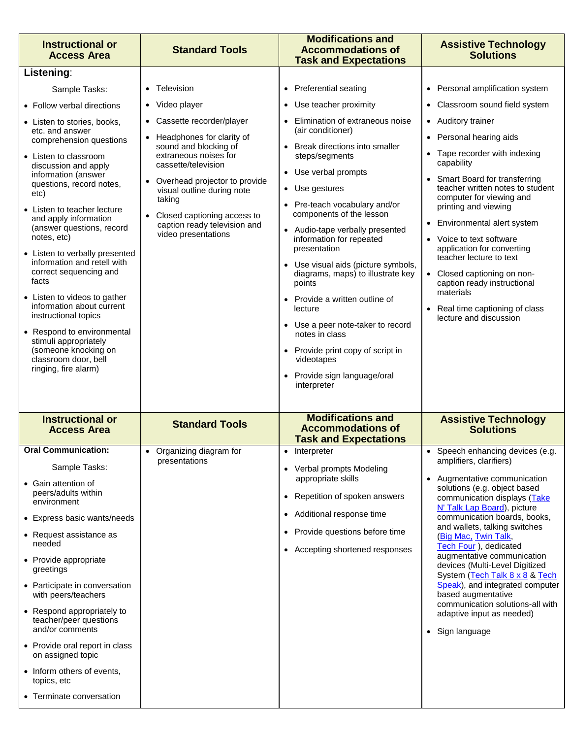| Instructional or Access Area | Standard Tools | Modifications and Accommodations of Task and Expectations | Assistive Technology Solutions |
|---|---|---|---|
| **Listening**:<br><br>Sample Tasks:<br><br>• Follow verbal directions<br>• Listen to stories, books, etc. and answer comprehension questions<br>• Listen to classroom discussion and apply information (answer questions, record notes, etc)<br>• Listen to teacher lecture and apply information (answer questions, record notes, etc)<br>• Listen to verbally presented information and retell with correct sequencing and facts<br>• Listen to videos to gather information about current instructional topics<br>• Respond to environmental stimuli appropriately (someone knocking on classroom door, bell ringing, fire alarm) | • Television<br>• Video player<br>• Cassette recorder/player<br>• Headphones for clarity of sound and blocking of extraneous noises for cassette/television<br>• Overhead projector to provide visual outline during note taking<br>• Closed captioning access to caption ready television and video presentations | • Preferential seating<br>• Use teacher proximity<br>• Elimination of extraneous noise (air conditioner)<br>• Break directions into smaller steps/segments<br>• Use verbal prompts<br>• Use gestures<br>• Pre-teach vocabulary and/or components of the lesson<br>• Audio-tape verbally presented information for repeated presentation<br>• Use visual aids (picture symbols, diagrams, maps) to illustrate key points<br>• Provide a written outline of lecture<br>• Use a peer note-taker to record notes in class<br>• Provide print copy of script in videotapes<br>• Provide sign language/oral interpreter | • Personal amplification system<br>• Classroom sound field system<br>• Auditory trainer<br>• Personal hearing aids<br>• Tape recorder with indexing capability<br>• Smart Board for transferring teacher written notes to student computer for viewing and printing and viewing<br>• Environmental alert system<br>• Voice to text software application for converting teacher lecture to text<br>• Closed captioning on non-caption ready instructional materials<br>• Real time captioning of class lecture and discussion |

| Instructional or Access Area | Standard Tools | Modifications and Accommodations of Task and Expectations | Assistive Technology Solutions |
|---|---|---|---|
| **Oral Communication:**<br><br>Sample Tasks:<br><br>• Gain attention of peers/adults within environment<br>• Express basic wants/needs<br>• Request assistance as needed<br>• Provide appropriate greetings<br>• Participate in conversation with peers/teachers<br>• Respond appropriately to teacher/peer questions and/or comments<br>• Provide oral report in class on assigned topic<br>• Inform others of events, topics, etc<br>• Terminate conversation | • Organizing diagram for presentations | • Interpreter<br>• Verbal prompts Modeling appropriate skills<br>• Repetition of spoken answers<br>• Additional response time<br>• Provide questions before time<br>• Accepting shortened responses | • Speech enhancing devices (e.g. amplifiers, clarifiers)<br>• Augmentative communication solutions (e.g. object based communication displays (Take N' Talk Lap Board), picture communication boards, books, and wallets, talking switches (Big Mac, Twin Talk, Tech Four ), dedicated augmentative communication devices (Multi-Level Digitized System (Tech Talk 8 x 8 & Tech Speak), and integrated computer based augmentative communication solutions-all with adaptive input as needed)<br>• Sign language |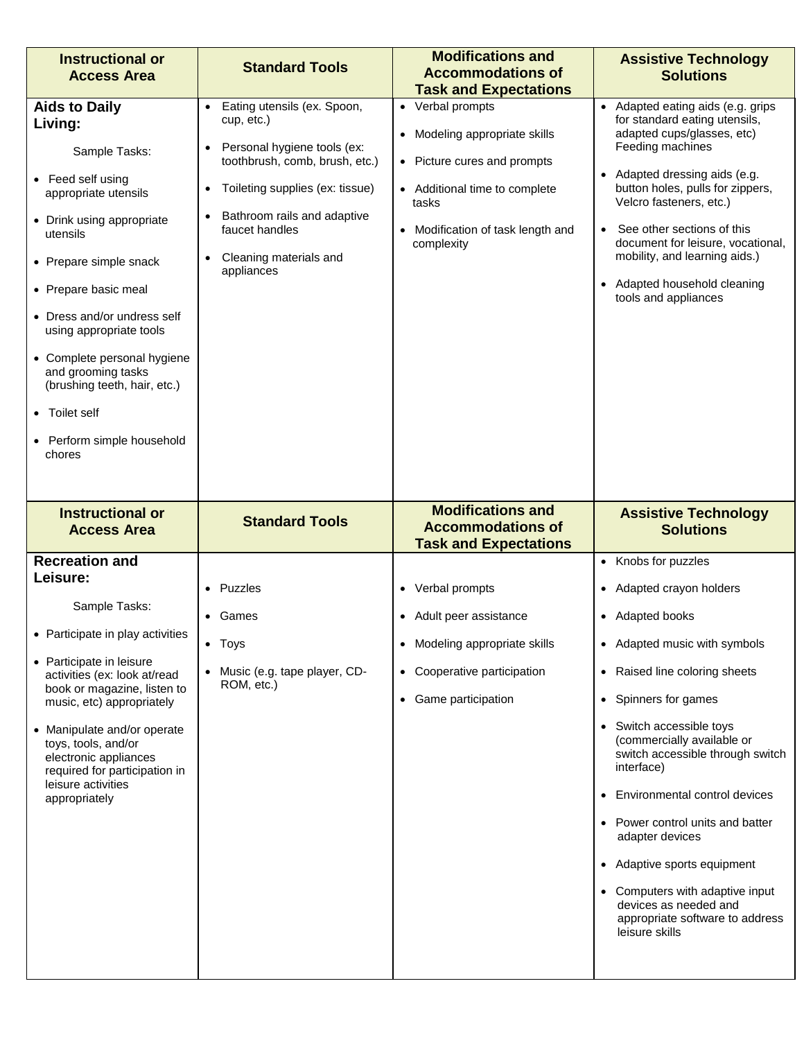| Instructional or Access Area | Standard Tools | Modifications and Accommodations of Task and Expectations | Assistive Technology Solutions |
|---|---|---|---|
| **Aids to Daily Living:**<br><br>Sample Tasks:<br><br>• Feed self using appropriate utensils<br>• Drink using appropriate utensils<br>• Prepare simple snack<br>• Prepare basic meal<br>• Dress and/or undress self using appropriate tools<br>• Complete personal hygiene and grooming tasks (brushing teeth, hair, etc.)<br>• Toilet self<br>• Perform simple household chores | • Eating utensils (ex. Spoon, cup, etc.)<br>• Personal hygiene tools (ex: toothbrush, comb, brush, etc.)<br>• Toileting supplies (ex: tissue)<br>• Bathroom rails and adaptive faucet handles<br>• Cleaning materials and appliances | • Verbal prompts<br>• Modeling appropriate skills<br>• Picture cures and prompts<br>• Additional time to complete tasks<br>• Modification of task length and complexity | • Adapted eating aids (e.g. grips for standard eating utensils, adapted cups/glasses, etc) Feeding machines<br>• Adapted dressing aids (e.g. button holes, pulls for zippers, Velcro fasteners, etc.)<br>• See other sections of this document for leisure, vocational, mobility, and learning aids.)<br>• Adapted household cleaning tools and appliances |
| **Instructional or Access Area** | **Standard Tools** | **Modifications and Accommodations of Task and Expectations** | **Assistive Technology Solutions** |
| **Recreation and Leisure:**<br><br>Sample Tasks:<br><br>• Participate in play activities<br>• Participate in leisure activities (ex: look at/read book or magazine, listen to music, etc) appropriately<br>• Manipulate and/or operate toys, tools, and/or electronic appliances required for participation in leisure activities appropriately | • Puzzles<br>• Games<br>• Toys<br>• Music (e.g. tape player, CD-ROM, etc.) | • Verbal prompts<br>• Adult peer assistance<br>• Modeling appropriate skills<br>• Cooperative participation<br>• Game participation | • Knobs for puzzles<br>• Adapted crayon holders<br>• Adapted books<br>• Adapted music with symbols<br>• Raised line coloring sheets<br>• Spinners for games<br>• Switch accessible toys (commercially available or switch accessible through switch interface)<br>• Environmental control devices<br>• Power control units and batter adapter devices<br>• Adaptive sports equipment<br>• Computers with adaptive input devices as needed and appropriate software to address leisure skills |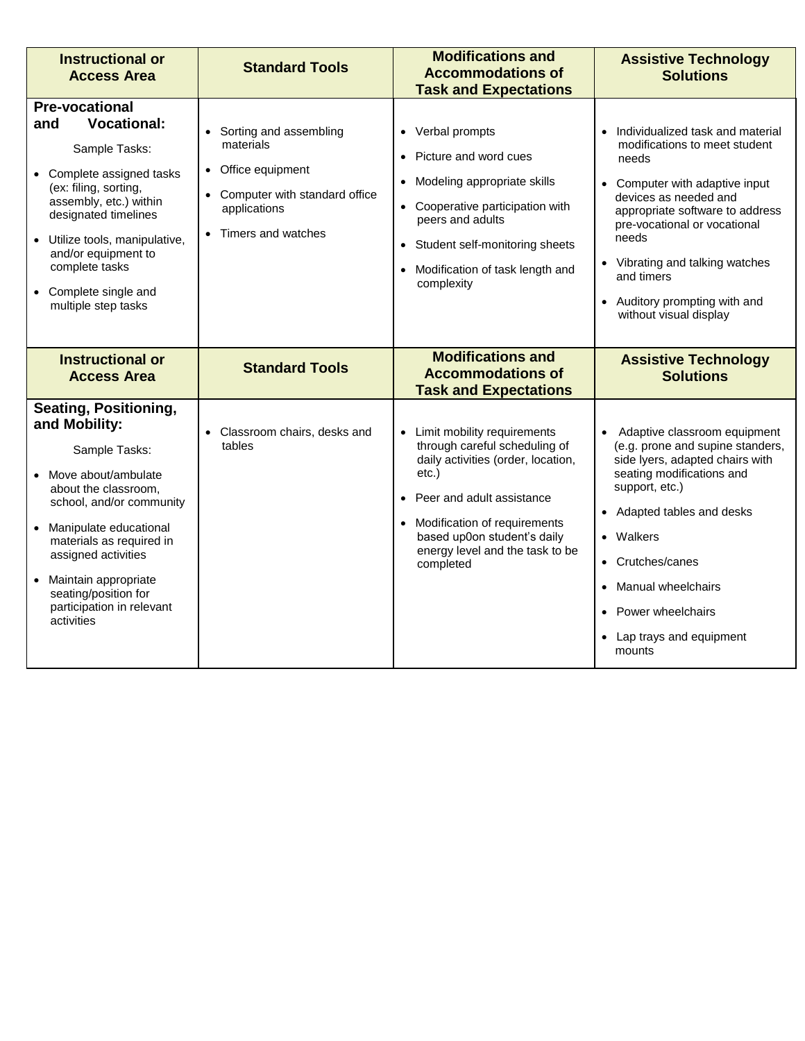| Instructional or Access Area | Standard Tools | Modifications and Accommodations of Task and Expectations | Assistive Technology Solutions |
|---|---|---|---|
| **Pre-vocational and Vocational:**<br><br>Sample Tasks:<br><br>• Complete assigned tasks (ex: filing, sorting, assembly, etc.) within designated timelines<br>• Utilize tools, manipulative, and/or equipment to complete tasks<br>• Complete single and multiple step tasks | • Sorting and assembling materials<br>• Office equipment<br>• Computer with standard office applications<br>• Timers and watches | • Verbal prompts<br>• Picture and word cues<br>• Modeling appropriate skills<br>• Cooperative participation with peers and adults<br>• Student self-monitoring sheets<br>• Modification of task length and complexity | • Individualized task and material modifications to meet student needs<br>• Computer with adaptive input devices as needed and appropriate software to address pre-vocational or vocational needs<br>• Vibrating and talking watches and timers<br>• Auditory prompting with and without visual display |

| Instructional or Access Area | Standard Tools | Modifications and Accommodations of Task and Expectations | Assistive Technology Solutions |
|---|---|---|---|
| **Seating, Positioning, and Mobility:**<br><br>Sample Tasks:<br><br>• Move about/ambulate about the classroom, school, and/or community<br>• Manipulate educational materials as required in assigned activities<br>• Maintain appropriate seating/position for participation in relevant activities | • Classroom chairs, desks and tables | • Limit mobility requirements through careful scheduling of daily activities (order, location, etc.)<br>• Peer and adult assistance<br>• Modification of requirements based up0on student's daily energy level and the task to be completed | • Adaptive classroom equipment (e.g. prone and supine standers, side lyers, adapted chairs with seating modifications and support, etc.)<br>• Adapted tables and desks<br>• Walkers<br>• Crutches/canes<br>• Manual wheelchairs<br>• Power wheelchairs<br>• Lap trays and equipment mounts |